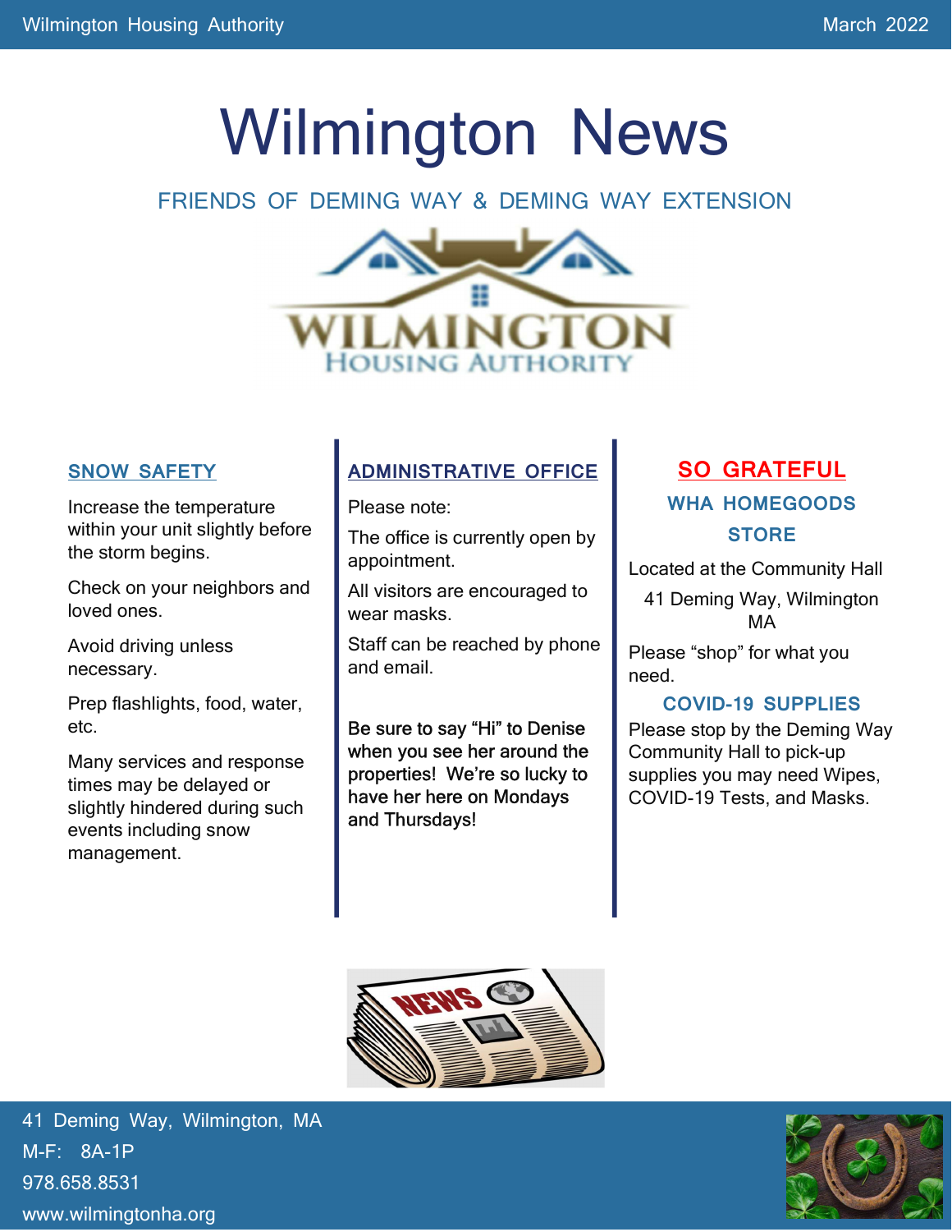# Wilmington News

FRIENDS OF DEMING WAY & DEMING WAY EXTENSION

WILMINGTON HOUSING AUTHORITY

## SNOW SAFETY

Increase the temperature within your unit slightly before the storm begins.

Check on your neighbors and loved ones.

Avoid driving unless necessary.

Prep flashlights, food, water, etc.

Many services and response times may be delayed or slightly hindered during such events including snow management.

## ADMINISTRATIVE OFFICE

Please note:

The office is currently open by appointment.

All visitors are encouraged to wear masks.

Staff can be reached by phone and email.

**Be sure to say "Hi" to Denise when you see her around the properties! We're so lucky to have her here on Mondays and Thursdays!**

## SO GRATEFUL

### WHA HOMEGOODS STORE

Located at the Community Hall

41 Deming Way, Wilmington MA

Please "shop" for what you need.

### COVID-19 SUPPLIES

Please stop by the Deming Way Community Hall to pick-up supplies you may need Wipes, COVID-19 Tests, and Masks.

41 Deming Way, Wilmington, MA
M-F: 8A-1P
978.658.8531
www.wilmingtonha.org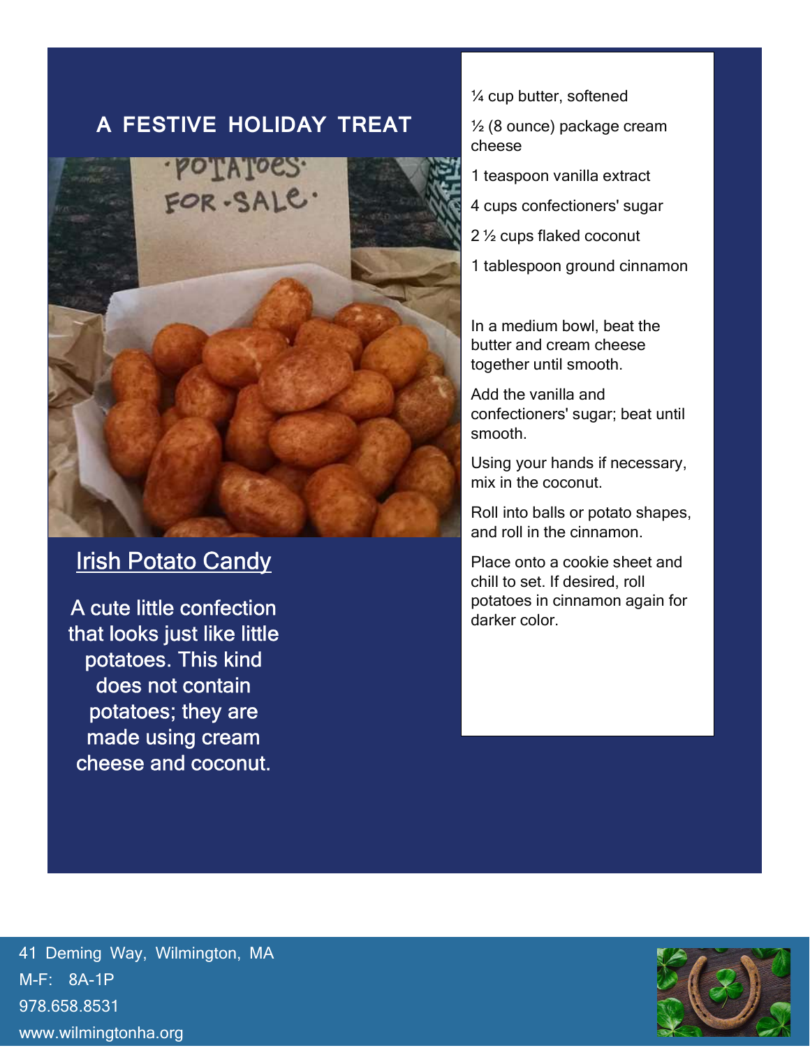## A FESTIVE HOLIDAY TREAT

### Irish Potato Candy

A cute little confection that looks just like little potatoes. This kind does not contain potatoes; they are made using cream cheese and coconut.

¼ cup butter, softened

½ (8 ounce) package cream cheese

1 teaspoon vanilla extract

4 cups confectioners' sugar

2 ½ cups flaked coconut

1 tablespoon ground cinnamon

In a medium bowl, beat the butter and cream cheese together until smooth.

Add the vanilla and confectioners' sugar; beat until smooth.

Using your hands if necessary, mix in the coconut.

Roll into balls or potato shapes, and roll in the cinnamon.

Place onto a cookie sheet and chill to set. If desired, roll potatoes in cinnamon again for darker color.

41 Deming Way, Wilmington, MA
M-F: 8A-1P
978.658.8531
www.wilmingtonha.org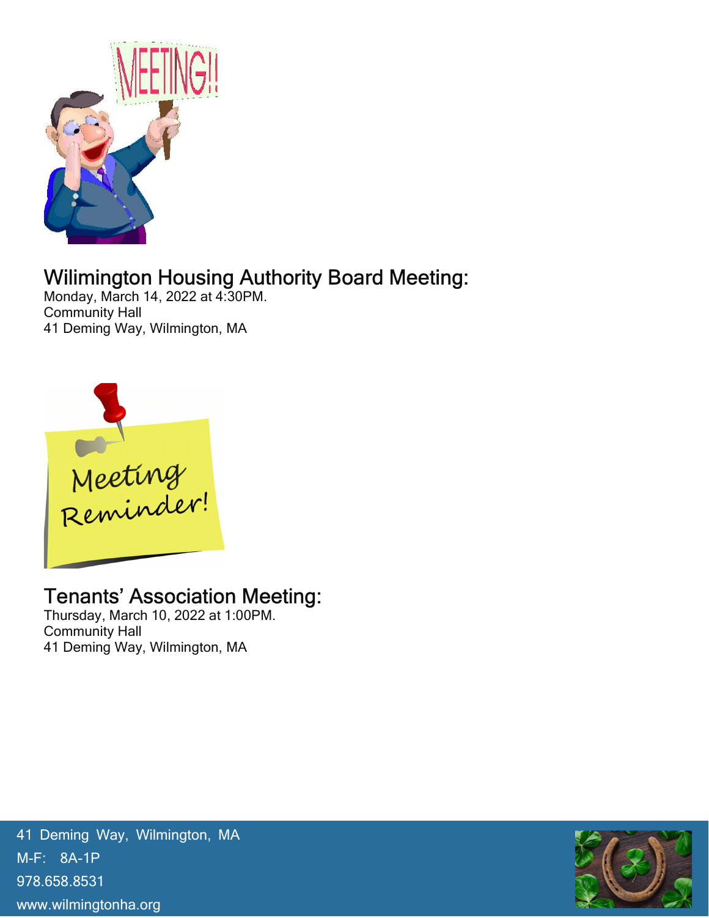## Wilimington Housing Authority Board Meeting:

Monday, March 14, 2022 at 4:30PM.
Community Hall
41 Deming Way, Wilmington, MA

## Tenants' Association Meeting:

Thursday, March 10, 2022 at 1:00PM.
Community Hall
41 Deming Way, Wilmington, MA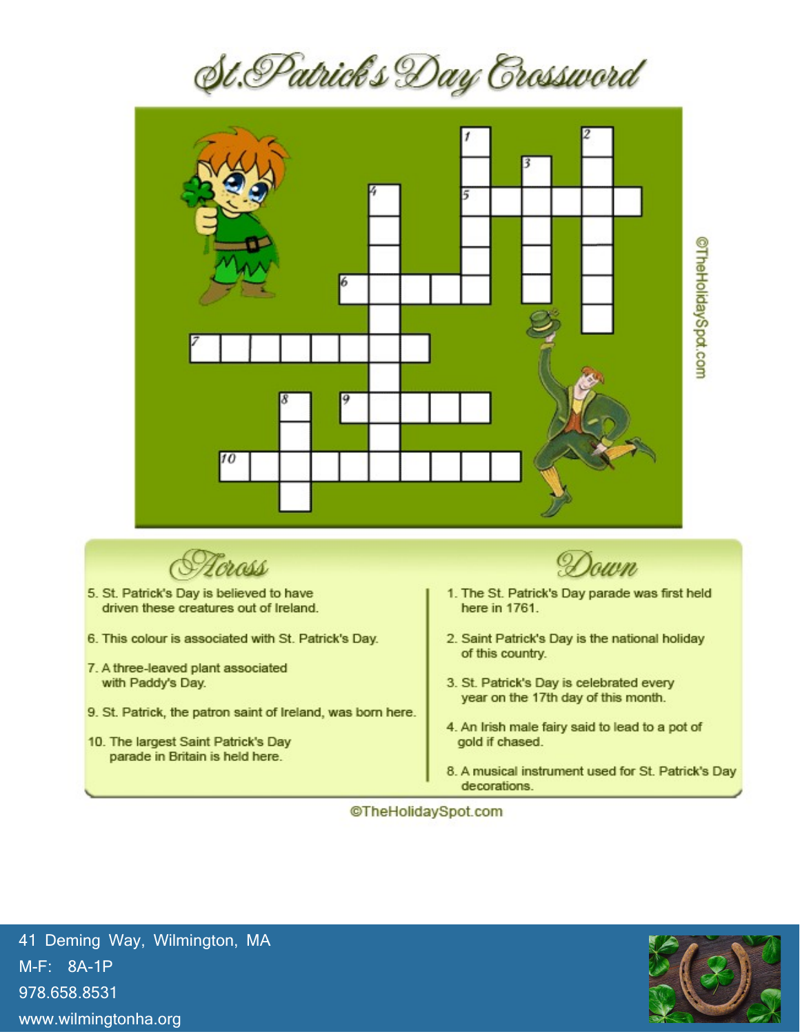# St.Patrick's Day Crossword

©TheHolidaySpot.com

## Across

5. St. Patrick's Day is believed to have driven these creatures out of Ireland.

6. This colour is associated with St. Patrick's Day.

7. A three-leaved plant associated with Paddy's Day.

9. St. Patrick, the patron saint of Ireland, was born here.

10. The largest Saint Patrick's Day parade in Britain is held here.

## Down

1. The St. Patrick's Day parade was first held here in 1761.

2. Saint Patrick's Day is the national holiday of this country.

3. St. Patrick's Day is celebrated every year on the 17th day of this month.

4. An Irish male fairy said to lead to a pot of gold if chased.

8. A musical instrument used for St. Patrick's Day decorations.

©TheHolidaySpot.com

41 Deming Way, Wilmington, MA
M-F: 8A-1P
978.658.8531
www.wilmingtonha.org